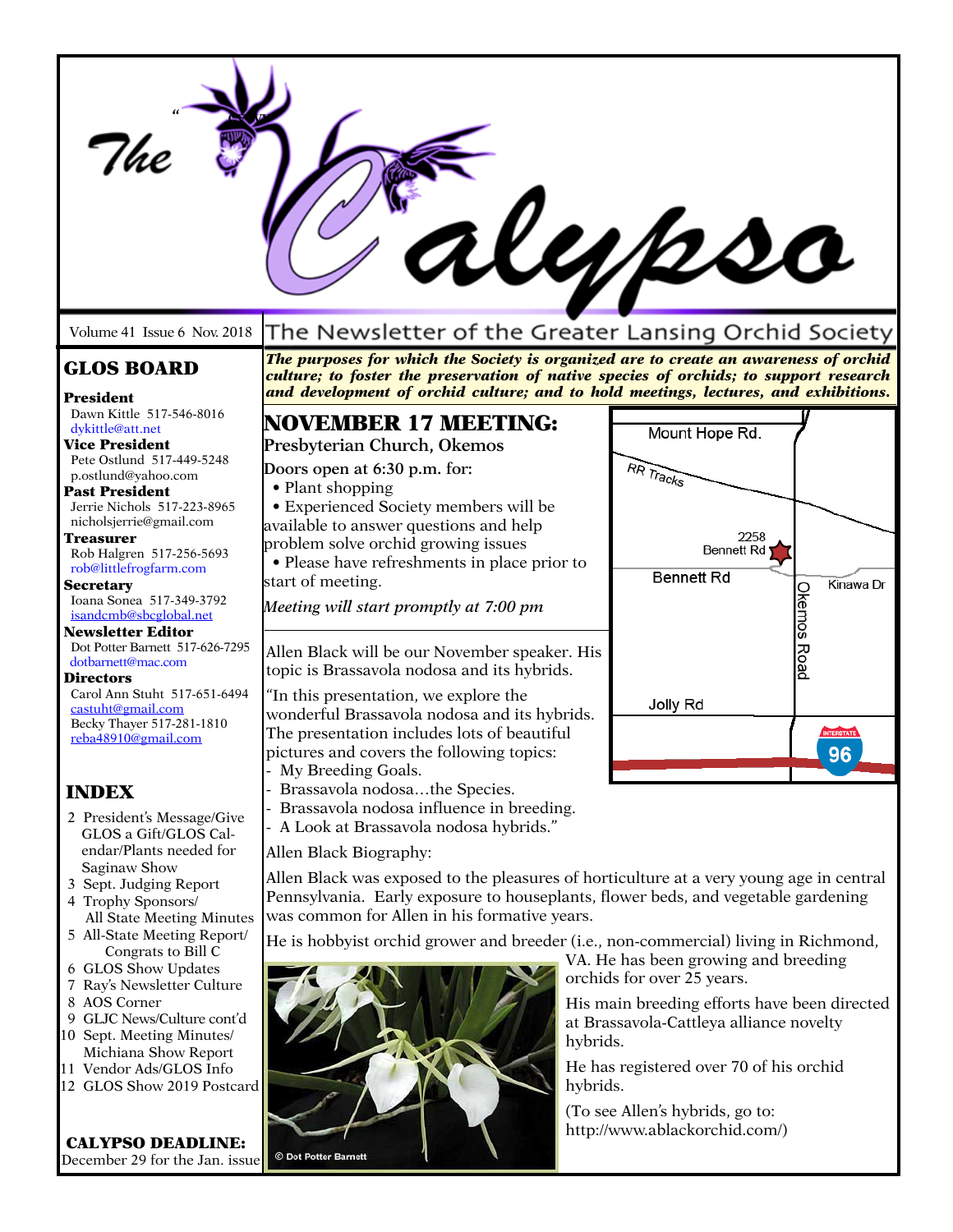# The Calypso

Volume 41 Issue 6 Nov. 2018

The Newsletter of the Greater Lansing Orchid Society

***The purposes for which the Society is organized are to create an awareness of orchid culture; to foster the preservation of native species of orchids; to support research and development of orchid culture; and to hold meetings, lectures, and exhibitions.***

## GLOS BOARD

**President**
Dawn Kittle 517-546-8016
dykittle@att.net

**Vice President**
Pete Ostlund 517-449-5248
p.ostlund@yahoo.com

**Past President**
Jerrie Nichols 517-223-8965
nicholsjerrie@gmail.com

**Treasurer**
Rob Halgren 517-256-5693
rob@littlefrogfarm.com

**Secretary**
Ioana Sonea 517-349-3792
isandcmb@sbcglobal.net

**Newsletter Editor**
Dot Potter Barnett 517-626-7295
dotbarnett@mac.com

**Directors**
Carol Ann Stuht 517-651-6494
castuht@gmail.com
Becky Thayer 517-281-1810
reba48910@gmail.com

## INDEX

2 President's Message/Give GLOS a Gift/GLOS Calendar/Plants needed for Saginaw Show
3 Sept. Judging Report
4 Trophy Sponsors/ All State Meeting Minutes
5 All-State Meeting Report/ Congrats to Bill C
6 GLOS Show Updates
7 Ray's Newsletter Culture
8 AOS Corner
9 GLJC News/Culture cont'd
10 Sept. Meeting Minutes/ Michiana Show Report
11 Vendor Ads/GLOS Info
12 GLOS Show 2019 Postcard

**CALYPSO DEADLINE:**
December 29 for the Jan. issue

## NOVEMBER 17 MEETING:

**Presbyterian Church, Okemos**

**Doors open at 6:30 p.m. for:**

- Plant shopping
- Experienced Society members will be available to answer questions and help problem solve orchid growing issues
- Please have refreshments in place prior to start of meeting.

*Meeting will start promptly at 7:00 pm*

Mount Hope Rd. | RR Tracks | 2258 Bennett Rd | Bennett Rd | Kinawa Dr | Okemos Road | Jolly Rd | Interstate 96

Allen Black will be our November speaker. His topic is Brassavola nodosa and its hybrids.

"In this presentation, we explore the wonderful Brassavola nodosa and its hybrids. The presentation includes lots of beautiful pictures and covers the following topics:

- My Breeding Goals.
- Brassavola nodosa…the Species.
- Brassavola nodosa influence in breeding.
- A Look at Brassavola nodosa hybrids."

Allen Black Biography:

Allen Black was exposed to the pleasures of horticulture at a very young age in central Pennsylvania. Early exposure to houseplants, flower beds, and vegetable gardening was common for Allen in his formative years.

He is hobbyist orchid grower and breeder (i.e., non-commercial) living in Richmond, VA. He has been growing and breeding orchids for over 25 years.

© Dot Potter Barnett

His main breeding efforts have been directed at Brassavola-Cattleya alliance novelty hybrids.

He has registered over 70 of his orchid hybrids.

(To see Allen's hybrids, go to: http://www.ablackorchid.com/)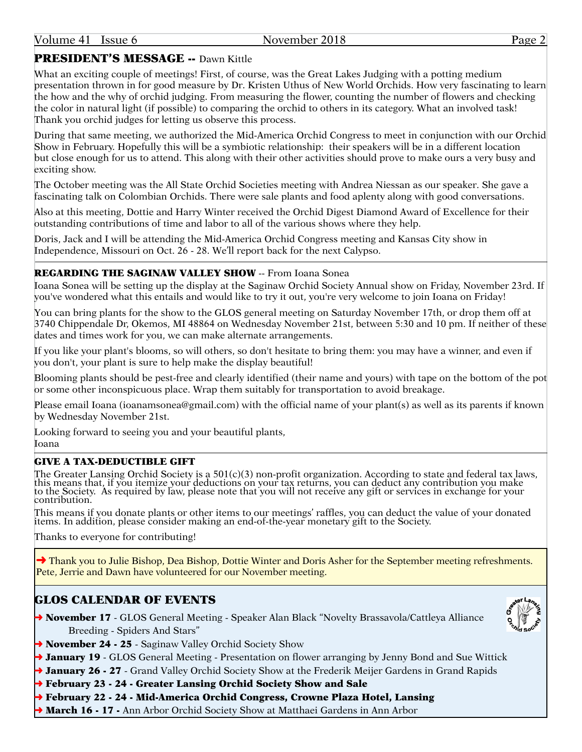## PRESIDENT'S MESSAGE -- Dawn Kittle

What an exciting couple of meetings! First, of course, was the Great Lakes Judging with a potting medium presentation thrown in for good measure by Dr. Kristen Uthus of New World Orchids. How very fascinating to learn the how and the why of orchid judging. From measuring the flower, counting the number of flowers and checking the color in natural light (if possible) to comparing the orchid to others in its category. What an involved task! Thank you orchid judges for letting us observe this process.

During that same meeting, we authorized the Mid-America Orchid Congress to meet in conjunction with our Orchid Show in February. Hopefully this will be a symbiotic relationship: their speakers will be in a different location but close enough for us to attend. This along with their other activities should prove to make ours a very busy and exciting show.

The October meeting was the All State Orchid Societies meeting with Andrea Niessan as our speaker. She gave a fascinating talk on Colombian Orchids. There were sale plants and food aplenty along with good conversations.

Also at this meeting, Dottie and Harry Winter received the Orchid Digest Diamond Award of Excellence for their outstanding contributions of time and labor to all of the various shows where they help.

Doris, Jack and I will be attending the Mid-America Orchid Congress meeting and Kansas City show in Independence, Missouri on Oct. 26 - 28. We'll report back for the next Calypso.

---

## REGARDING THE SAGINAW VALLEY SHOW -- From Ioana Sonea

Ioana Sonea will be setting up the display at the Saginaw Orchid Society Annual show on Friday, November 23rd. If you've wondered what this entails and would like to try it out, you're very welcome to join Ioana on Friday!

You can bring plants for the show to the GLOS general meeting on Saturday November 17th, or drop them off at 3740 Chippendale Dr, Okemos, MI 48864 on Wednesday November 21st, between 5:30 and 10 pm. If neither of these dates and times work for you, we can make alternate arrangements.

If you like your plant's blooms, so will others, so don't hesitate to bring them: you may have a winner, and even if you don't, your plant is sure to help make the display beautiful!

Blooming plants should be pest-free and clearly identified (their name and yours) with tape on the bottom of the pot or some other inconspicuous place. Wrap them suitably for transportation to avoid breakage.

Please email Ioana (ioanamsonea@gmail.com) with the official name of your plant(s) as well as its parents if known by Wednesday November 21st.

Looking forward to seeing you and your beautiful plants,
Ioana

---

## GIVE A TAX-DEDUCTIBLE GIFT

The Greater Lansing Orchid Society is a 501(c)(3) non-profit organization. According to state and federal tax laws, this means that, if you itemize your deductions on your tax returns, you can deduct any contribution you make to the Society. As required by law, please note that you will not receive any gift or services in exchange for your contribution.

This means if you donate plants or other items to our meetings' raffles, you can deduct the value of your donated items. In addition, please consider making an end-of-the-year monetary gift to the Society.

Thanks to everyone for contributing!

---

➜ Thank you to Julie Bishop, Dea Bishop, Dottie Winter and Doris Asher for the September meeting refreshments. Pete, Jerrie and Dawn have volunteered for our November meeting.

## GLOS CALENDAR OF EVENTS

- ➜ **November 17** - GLOS General Meeting - Speaker Alan Black "Novelty Brassavola/Cattleya Alliance Breeding - Spiders And Stars"
- ➜ **November 24 - 25** - Saginaw Valley Orchid Society Show
- ➜ **January 19** - GLOS General Meeting - Presentation on flower arranging by Jenny Bond and Sue Wittick
- ➜ **January 26 - 27** - Grand Valley Orchid Society Show at the Frederik Meijer Gardens in Grand Rapids
- ➜ **February 23 - 24 - Greater Lansing Orchid Society Show and Sale**
- ➜ **February 22 - 24 - Mid-America Orchid Congress, Crowne Plaza Hotel, Lansing**
- ➜ **March 16 - 17 -** Ann Arbor Orchid Society Show at Matthaei Gardens in Ann Arbor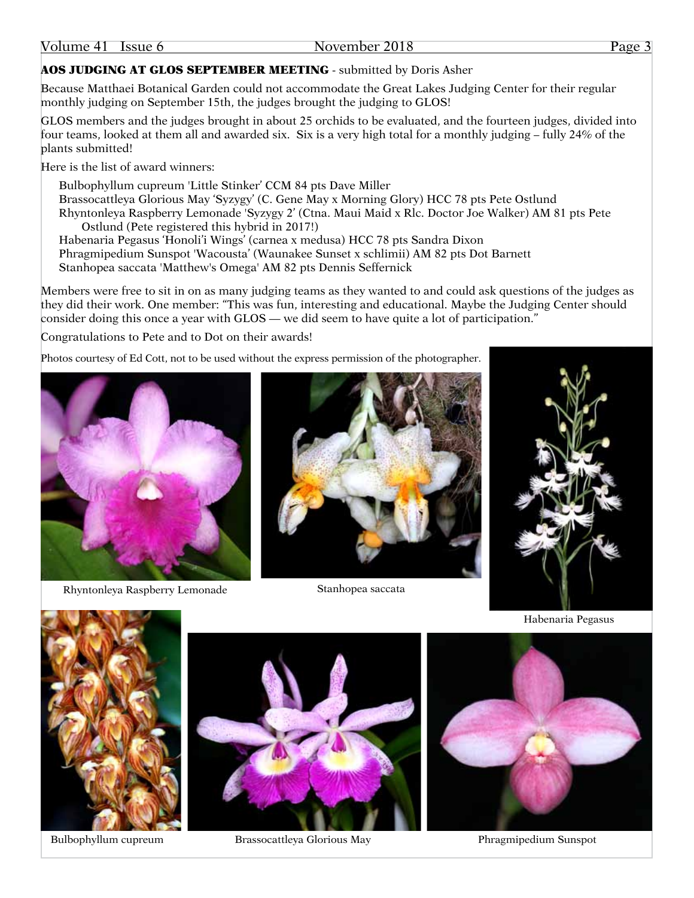## AOS JUDGING AT GLOS SEPTEMBER MEETING - submitted by Doris Asher

Because Matthaei Botanical Garden could not accommodate the Great Lakes Judging Center for their regular monthly judging on September 15th, the judges brought the judging to GLOS!

GLOS members and the judges brought in about 25 orchids to be evaluated, and the fourteen judges, divided into four teams, looked at them all and awarded six. Six is a very high total for a monthly judging – fully 24% of the plants submitted!

Here is the list of award winners:

- Bulbophyllum cupreum 'Little Stinker' CCM 84 pts Dave Miller
- Brassocattleya Glorious May 'Syzygy' (C. Gene May x Morning Glory) HCC 78 pts Pete Ostlund
- Rhyntonleya Raspberry Lemonade 'Syzygy 2' (Ctna. Maui Maid x Rlc. Doctor Joe Walker) AM 81 pts Pete Ostlund (Pete registered this hybrid in 2017!)
- Habenaria Pegasus 'Honoli'i Wings' (carnea x medusa) HCC 78 pts Sandra Dixon
- Phragmipedium Sunspot 'Wacousta' (Waunakee Sunset x schlimii) AM 82 pts Dot Barnett
- Stanhopea saccata 'Matthew's Omega' AM 82 pts Dennis Seffernick

Members were free to sit in on as many judging teams as they wanted to and could ask questions of the judges as they did their work. One member: "This was fun, interesting and educational. Maybe the Judging Center should consider doing this once a year with GLOS — we did seem to have quite a lot of participation."

Congratulations to Pete and to Dot on their awards!

Photos courtesy of Ed Cott, not to be used without the express permission of the photographer.

Rhyntonleya Raspberry Lemonade

Stanhopea saccata

Habenaria Pegasus

Bulbophyllum cupreum

Brassocattleya Glorious May

Phragmipedium Sunspot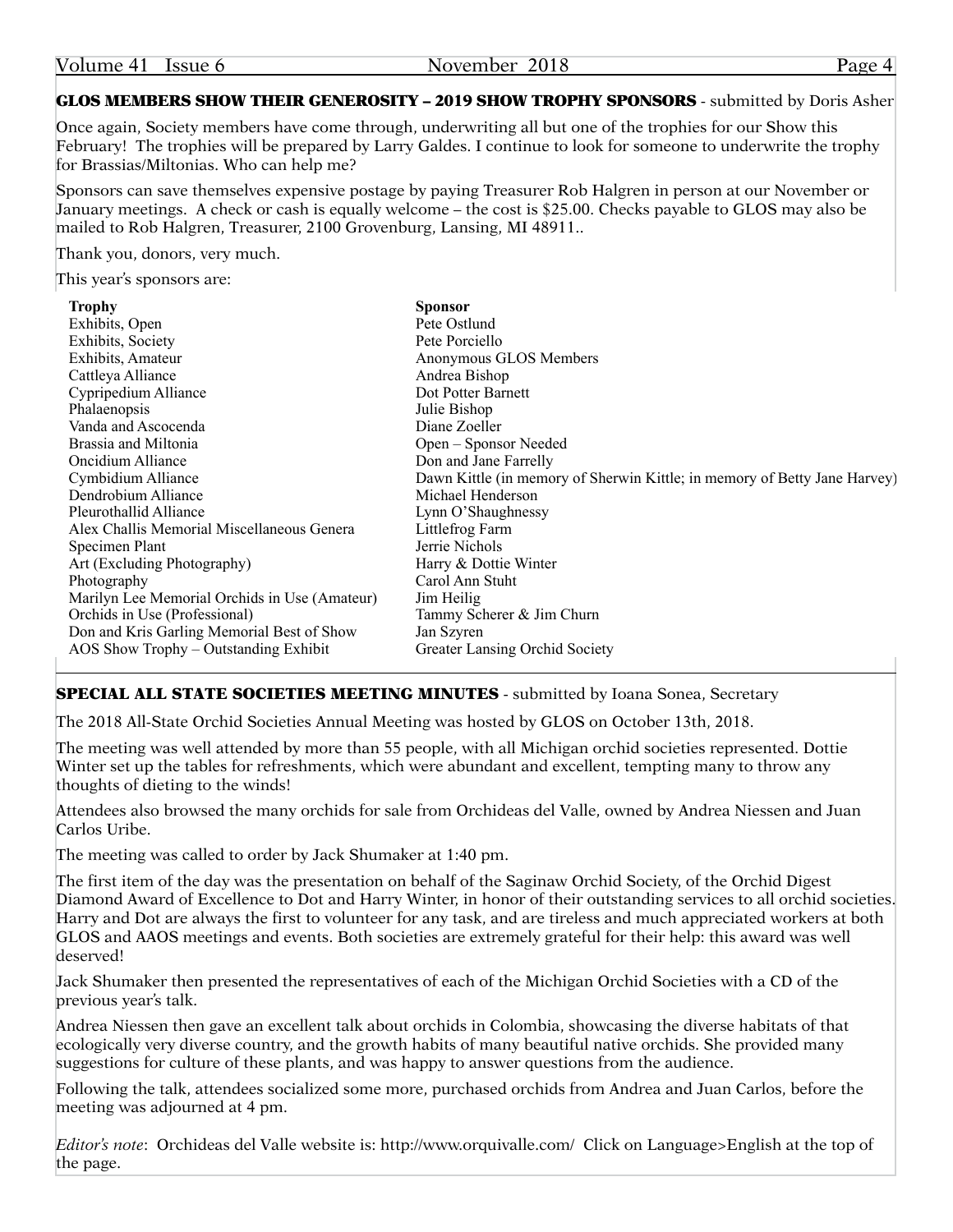## GLOS MEMBERS SHOW THEIR GENEROSITY – 2019 SHOW TROPHY SPONSORS - submitted by Doris Asher

Once again, Society members have come through, underwriting all but one of the trophies for our Show this February! The trophies will be prepared by Larry Galdes. I continue to look for someone to underwrite the trophy for Brassias/Miltonias. Who can help me?

Sponsors can save themselves expensive postage by paying Treasurer Rob Halgren in person at our November or January meetings. A check or cash is equally welcome – the cost is $25.00. Checks payable to GLOS may also be mailed to Rob Halgren, Treasurer, 2100 Grovenburg, Lansing, MI 48911..

Thank you, donors, very much.

This year's sponsors are:

| Trophy | Sponsor |
|---|---|
| Exhibits, Open | Pete Ostlund |
| Exhibits, Society | Pete Porciello |
| Exhibits, Amateur | Anonymous GLOS Members |
| Cattleya Alliance | Andrea Bishop |
| Cypripedium Alliance | Dot Potter Barnett |
| Phalaenopsis | Julie Bishop |
| Vanda and Ascocenda | Diane Zoeller |
| Brassia and Miltonia | Open – Sponsor Needed |
| Oncidium Alliance | Don and Jane Farrelly |
| Cymbidium Alliance | Dawn Kittle (in memory of Sherwin Kittle; in memory of Betty Jane Harvey) |
| Dendrobium Alliance | Michael Henderson |
| Pleurothallid Alliance | Lynn O'Shaughnessy |
| Alex Challis Memorial Miscellaneous Genera | Littlefrog Farm |
| Specimen Plant | Jerrie Nichols |
| Art (Excluding Photography) | Harry & Dottie Winter |
| Photography | Carol Ann Stuht |
| Marilyn Lee Memorial Orchids in Use (Amateur) | Jim Heilig |
| Orchids in Use (Professional) | Tammy Scherer & Jim Churn |
| Don and Kris Garling Memorial Best of Show | Jan Szyren |
| AOS Show Trophy – Outstanding Exhibit | Greater Lansing Orchid Society |

## SPECIAL ALL STATE SOCIETIES MEETING MINUTES - submitted by Ioana Sonea, Secretary

The 2018 All-State Orchid Societies Annual Meeting was hosted by GLOS on October 13th, 2018.

The meeting was well attended by more than 55 people, with all Michigan orchid societies represented. Dottie Winter set up the tables for refreshments, which were abundant and excellent, tempting many to throw any thoughts of dieting to the winds!

Attendees also browsed the many orchids for sale from Orchideas del Valle, owned by Andrea Niessen and Juan Carlos Uribe.

The meeting was called to order by Jack Shumaker at 1:40 pm.

The first item of the day was the presentation on behalf of the Saginaw Orchid Society, of the Orchid Digest Diamond Award of Excellence to Dot and Harry Winter, in honor of their outstanding services to all orchid societies. Harry and Dot are always the first to volunteer for any task, and are tireless and much appreciated workers at both GLOS and AAOS meetings and events. Both societies are extremely grateful for their help: this award was well deserved!

Jack Shumaker then presented the representatives of each of the Michigan Orchid Societies with a CD of the previous year's talk.

Andrea Niessen then gave an excellent talk about orchids in Colombia, showcasing the diverse habitats of that ecologically very diverse country, and the growth habits of many beautiful native orchids. She provided many suggestions for culture of these plants, and was happy to answer questions from the audience.

Following the talk, attendees socialized some more, purchased orchids from Andrea and Juan Carlos, before the meeting was adjourned at 4 pm.

*Editor's note*: Orchideas del Valle website is: http://www.orquivalle.com/ Click on Language>English at the top of the page.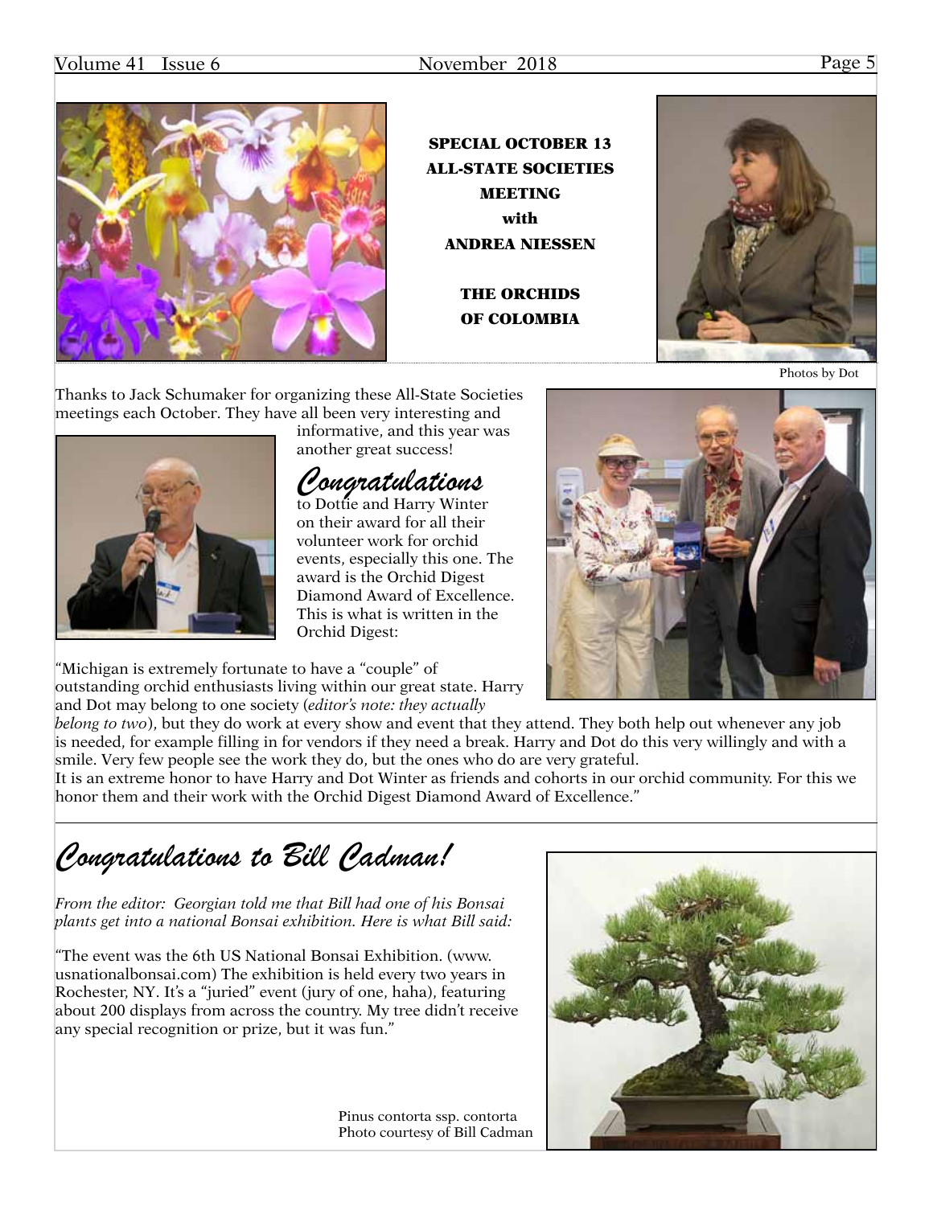**SPECIAL OCTOBER 13**
**ALL-STATE SOCIETIES**
**MEETING**
**with**
**ANDREA NIESSEN**

**THE ORCHIDS**
**OF COLOMBIA**

Photos by Dot

Thanks to Jack Schumaker for organizing these All-State Societies meetings each October. They have all been very interesting and informative, and this year was another great success!

## *Congratulations*

to Dottie and Harry Winter on their award for all their volunteer work for orchid events, especially this one. The award is the Orchid Digest Diamond Award of Excellence. This is what is written in the Orchid Digest:

"Michigan is extremely fortunate to have a "couple" of outstanding orchid enthusiasts living within our great state. Harry and Dot may belong to one society (*editor's note: they actually belong to two*), but they do work at every show and event that they attend. They both help out whenever any job is needed, for example filling in for vendors if they need a break. Harry and Dot do this very willingly and with a smile. Very few people see the work they do, but the ones who do are very grateful.
It is an extreme honor to have Harry and Dot Winter as friends and cohorts in our orchid community. For this we honor them and their work with the Orchid Digest Diamond Award of Excellence."

## *Congratulations to Bill Cadman!*

*From the editor: Georgian told me that Bill had one of his Bonsai plants get into a national Bonsai exhibition. Here is what Bill said:*

"The event was the 6th US National Bonsai Exhibition. (www.usnationalbonsai.com) The exhibition is held every two years in Rochester, NY. It's a "juried" event (jury of one, haha), featuring about 200 displays from across the country. My tree didn't receive any special recognition or prize, but it was fun."

Pinus contorta ssp. contorta
Photo courtesy of Bill Cadman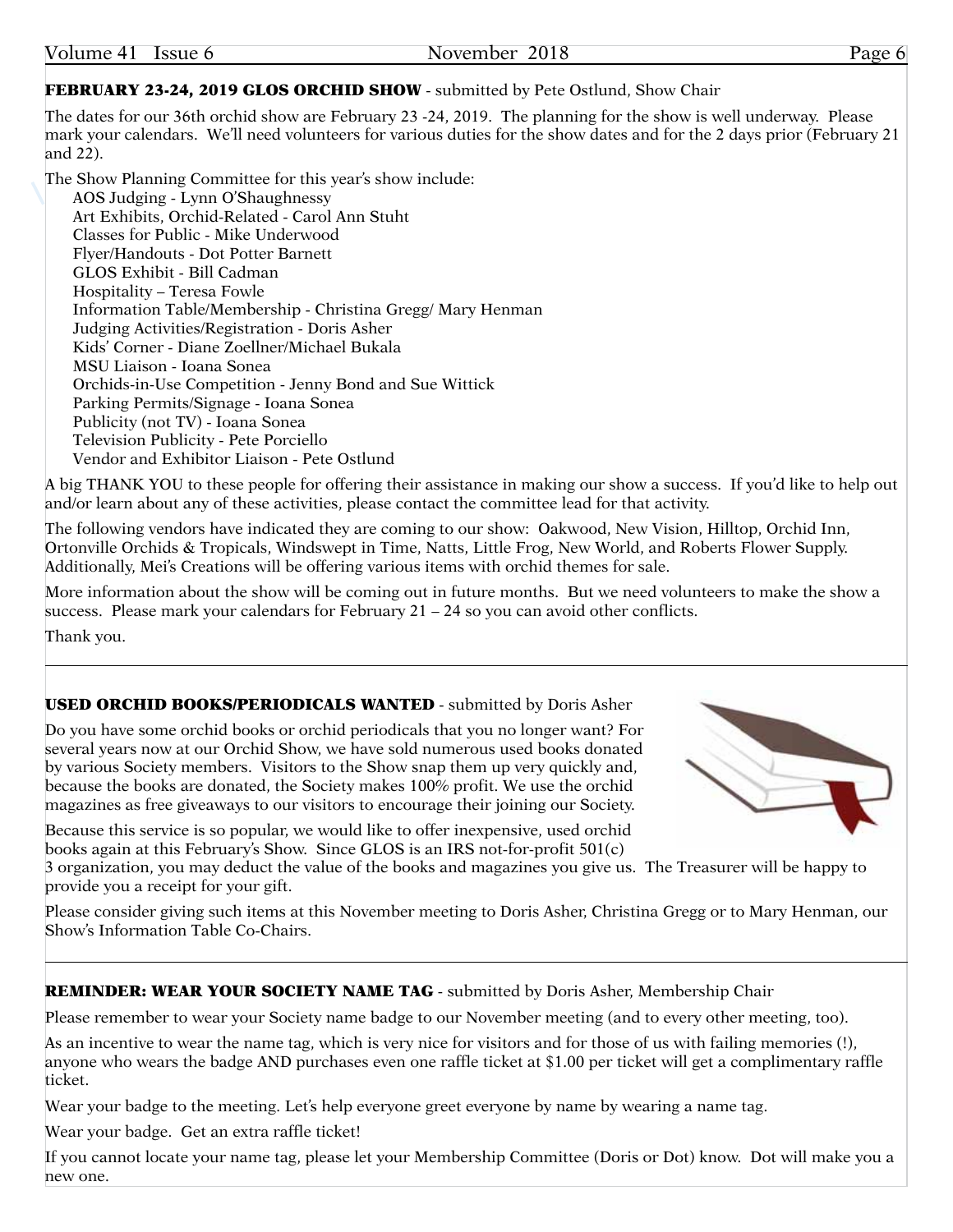**FEBRUARY 23-24, 2019 GLOS ORCHID SHOW** - submitted by Pete Ostlund, Show Chair

The dates for our 36th orchid show are February 23 -24, 2019. The planning for the show is well underway. Please mark your calendars. We'll need volunteers for various duties for the show dates and for the 2 days prior (February 21 and 22).

The Show Planning Committee for this year's show include:

- AOS Judging - Lynn O'Shaughnessy
- Art Exhibits, Orchid-Related - Carol Ann Stuht
- Classes for Public - Mike Underwood
- Flyer/Handouts - Dot Potter Barnett
- GLOS Exhibit - Bill Cadman
- Hospitality – Teresa Fowle
- Information Table/Membership - Christina Gregg/ Mary Henman
- Judging Activities/Registration - Doris Asher
- Kids' Corner - Diane Zoellner/Michael Bukala
- MSU Liaison - Ioana Sonea
- Orchids-in-Use Competition - Jenny Bond and Sue Wittick
- Parking Permits/Signage - Ioana Sonea
- Publicity (not TV) - Ioana Sonea
- Television Publicity - Pete Porciello
- Vendor and Exhibitor Liaison - Pete Ostlund

A big THANK YOU to these people for offering their assistance in making our show a success. If you'd like to help out and/or learn about any of these activities, please contact the committee lead for that activity.

The following vendors have indicated they are coming to our show: Oakwood, New Vision, Hilltop, Orchid Inn, Ortonville Orchids & Tropicals, Windswept in Time, Natts, Little Frog, New World, and Roberts Flower Supply. Additionally, Mei's Creations will be offering various items with orchid themes for sale.

More information about the show will be coming out in future months. But we need volunteers to make the show a success. Please mark your calendars for February 21 – 24 so you can avoid other conflicts.

Thank you.

---

**USED ORCHID BOOKS/PERIODICALS WANTED** - submitted by Doris Asher

Do you have some orchid books or orchid periodicals that you no longer want? For several years now at our Orchid Show, we have sold numerous used books donated by various Society members. Visitors to the Show snap them up very quickly and, because the books are donated, the Society makes 100% profit. We use the orchid magazines as free giveaways to our visitors to encourage their joining our Society.

Because this service is so popular, we would like to offer inexpensive, used orchid books again at this February's Show. Since GLOS is an IRS not-for-profit 501(c) 3 organization, you may deduct the value of the books and magazines you give us. The Treasurer will be happy to provide you a receipt for your gift.

Please consider giving such items at this November meeting to Doris Asher, Christina Gregg or to Mary Henman, our Show's Information Table Co-Chairs.

---

**REMINDER: WEAR YOUR SOCIETY NAME TAG** - submitted by Doris Asher, Membership Chair

Please remember to wear your Society name badge to our November meeting (and to every other meeting, too).

As an incentive to wear the name tag, which is very nice for visitors and for those of us with failing memories (!), anyone who wears the badge AND purchases even one raffle ticket at $1.00 per ticket will get a complimentary raffle ticket.

Wear your badge to the meeting. Let's help everyone greet everyone by name by wearing a name tag.

Wear your badge. Get an extra raffle ticket!

If you cannot locate your name tag, please let your Membership Committee (Doris or Dot) know. Dot will make you a new one.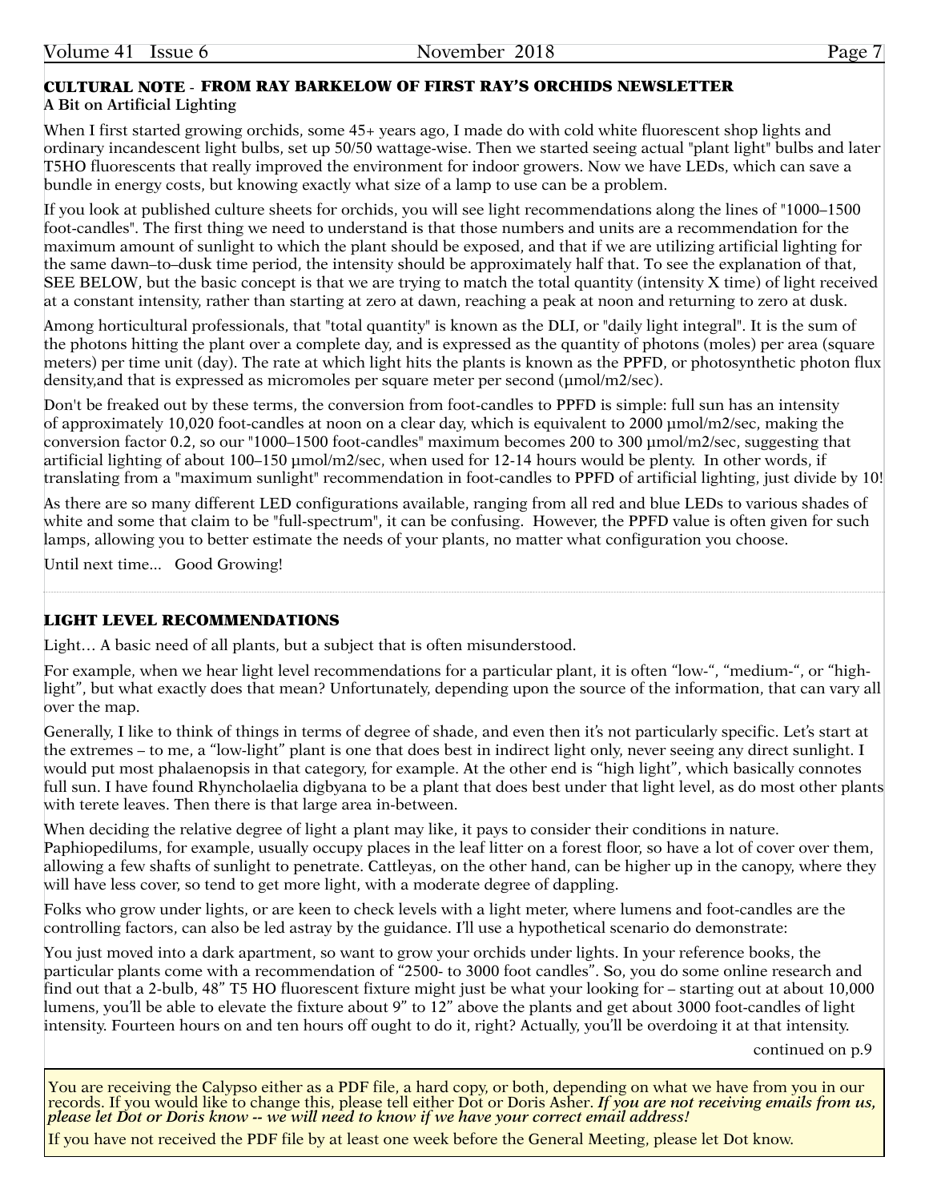## CULTURAL NOTE - FROM RAY BARKELOW OF FIRST RAY'S ORCHIDS NEWSLETTER

**A Bit on Artificial Lighting**

When I first started growing orchids, some 45+ years ago, I made do with cold white fluorescent shop lights and ordinary incandescent light bulbs, set up 50/50 wattage-wise. Then we started seeing actual "plant light" bulbs and later T5HO fluorescents that really improved the environment for indoor growers. Now we have LEDs, which can save a bundle in energy costs, but knowing exactly what size of a lamp to use can be a problem.

If you look at published culture sheets for orchids, you will see light recommendations along the lines of "1000–1500 foot-candles". The first thing we need to understand is that those numbers and units are a recommendation for the maximum amount of sunlight to which the plant should be exposed, and that if we are utilizing artificial lighting for the same dawn–to–dusk time period, the intensity should be approximately half that. To see the explanation of that, SEE BELOW, but the basic concept is that we are trying to match the total quantity (intensity X time) of light received at a constant intensity, rather than starting at zero at dawn, reaching a peak at noon and returning to zero at dusk.

Among horticultural professionals, that "total quantity" is known as the DLI, or "daily light integral". It is the sum of the photons hitting the plant over a complete day, and is expressed as the quantity of photons (moles) per area (square meters) per time unit (day). The rate at which light hits the plants is known as the PPFD, or photosynthetic photon flux density,and that is expressed as micromoles per square meter per second (µmol/m2/sec).

Don't be freaked out by these terms, the conversion from foot-candles to PPFD is simple: full sun has an intensity of approximately 10,020 foot-candles at noon on a clear day, which is equivalent to 2000 µmol/m2/sec, making the conversion factor 0.2, so our "1000–1500 foot-candles" maximum becomes 200 to 300 µmol/m2/sec, suggesting that artificial lighting of about 100–150 µmol/m2/sec, when used for 12-14 hours would be plenty. In other words, if translating from a "maximum sunlight" recommendation in foot-candles to PPFD of artificial lighting, just divide by 10!

As there are so many different LED configurations available, ranging from all red and blue LEDs to various shades of white and some that claim to be "full-spectrum", it can be confusing. However, the PPFD value is often given for such lamps, allowing you to better estimate the needs of your plants, no matter what configuration you choose.

Until next time... Good Growing!

---

## LIGHT LEVEL RECOMMENDATIONS

Light… A basic need of all plants, but a subject that is often misunderstood.

For example, when we hear light level recommendations for a particular plant, it is often "low-", "medium-", or "high-light", but what exactly does that mean? Unfortunately, depending upon the source of the information, that can vary all over the map.

Generally, I like to think of things in terms of degree of shade, and even then it's not particularly specific. Let's start at the extremes – to me, a "low-light" plant is one that does best in indirect light only, never seeing any direct sunlight. I would put most phalaenopsis in that category, for example. At the other end is "high light", which basically connotes full sun. I have found Rhyncholaelia digbyana to be a plant that does best under that light level, as do most other plants with terete leaves. Then there is that large area in-between.

When deciding the relative degree of light a plant may like, it pays to consider their conditions in nature. Paphiopedilums, for example, usually occupy places in the leaf litter on a forest floor, so have a lot of cover over them, allowing a few shafts of sunlight to penetrate. Cattleyas, on the other hand, can be higher up in the canopy, where they will have less cover, so tend to get more light, with a moderate degree of dappling.

Folks who grow under lights, or are keen to check levels with a light meter, where lumens and foot-candles are the controlling factors, can also be led astray by the guidance. I'll use a hypothetical scenario do demonstrate:

You just moved into a dark apartment, so want to grow your orchids under lights. In your reference books, the particular plants come with a recommendation of "2500- to 3000 foot candles". So, you do some online research and find out that a 2-bulb, 48" T5 HO fluorescent fixture might just be what your looking for – starting out at about 10,000 lumens, you'll be able to elevate the fixture about 9" to 12" above the plants and get about 3000 foot-candles of light intensity. Fourteen hours on and ten hours off ought to do it, right? Actually, you'll be overdoing it at that intensity.

continued on p.9

---

You are receiving the Calypso either as a PDF file, a hard copy, or both, depending on what we have from you in our records. If you would like to change this, please tell either Dot or Doris Asher. *If you are not receiving emails from us, please let Dot or Doris know -- we will need to know if we have your correct email address!*

If you have not received the PDF file by at least one week before the General Meeting, please let Dot know.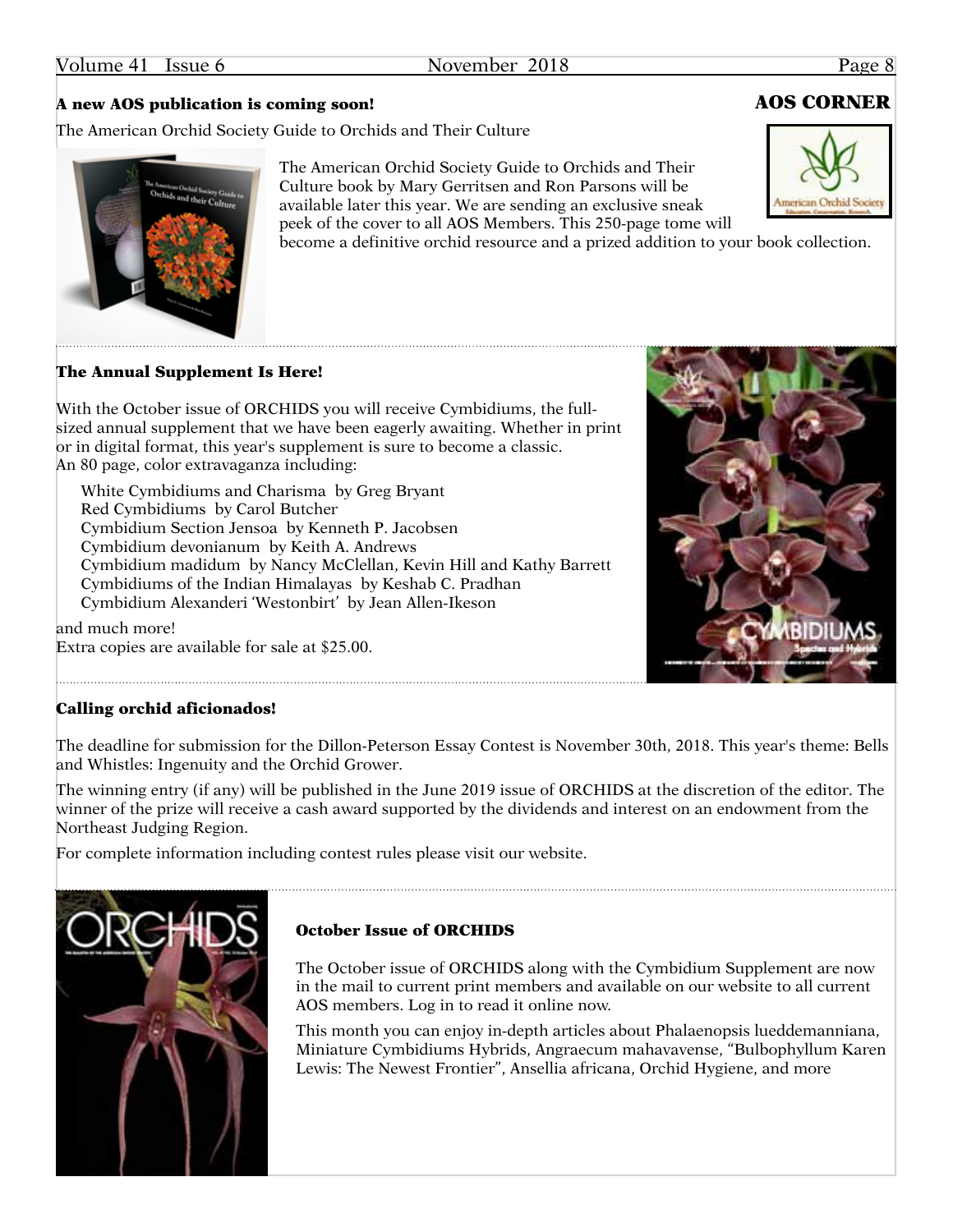## AOS CORNER

### A new AOS publication is coming soon!

The American Orchid Society Guide to Orchids and Their Culture

The American Orchid Society Guide to Orchids and Their Culture book by Mary Gerritsen and Ron Parsons will be available later this year. We are sending an exclusive sneak peek of the cover to all AOS Members. This 250-page tome will become a definitive orchid resource and a prized addition to your book collection.

### The Annual Supplement Is Here!

With the October issue of ORCHIDS you will receive Cymbidiums, the full-sized annual supplement that we have been eagerly awaiting. Whether in print or in digital format, this year's supplement is sure to become a classic.
An 80 page, color extravaganza including:

- White Cymbidiums and Charisma by Greg Bryant
- Red Cymbidiums by Carol Butcher
- Cymbidium Section Jensoa by Kenneth P. Jacobsen
- Cymbidium devonianum by Keith A. Andrews
- Cymbidium madidum by Nancy McClellan, Kevin Hill and Kathy Barrett
- Cymbidiums of the Indian Himalayas by Keshab C. Pradhan
- Cymbidium Alexanderi 'Westonbirt' by Jean Allen-Ikeson

and much more!
Extra copies are available for sale at $25.00.

### Calling orchid aficionados!

The deadline for submission for the Dillon-Peterson Essay Contest is November 30th, 2018. This year's theme: Bells and Whistles: Ingenuity and the Orchid Grower.

The winning entry (if any) will be published in the June 2019 issue of ORCHIDS at the discretion of the editor. The winner of the prize will receive a cash award supported by the dividends and interest on an endowment from the Northeast Judging Region.

For complete information including contest rules please visit our website.

### October Issue of ORCHIDS

The October issue of ORCHIDS along with the Cymbidium Supplement are now in the mail to current print members and available on our website to all current AOS members. Log in to read it online now.

This month you can enjoy in-depth articles about Phalaenopsis lueddemanniana, Miniature Cymbidiums Hybrids, Angraecum mahavavense, "Bulbophyllum Karen Lewis: The Newest Frontier", Ansellia africana, Orchid Hygiene, and more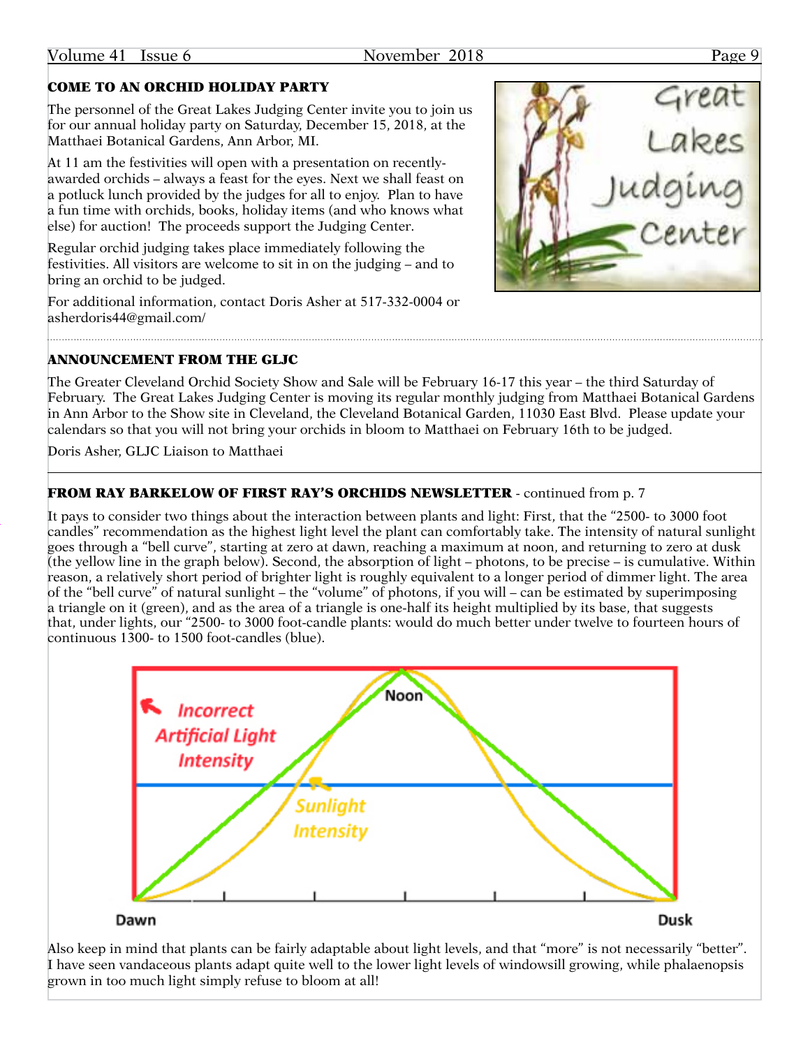## COME TO AN ORCHID HOLIDAY PARTY

The personnel of the Great Lakes Judging Center invite you to join us for our annual holiday party on Saturday, December 15, 2018, at the Matthaei Botanical Gardens, Ann Arbor, MI.

At 11 am the festivities will open with a presentation on recently-awarded orchids – always a feast for the eyes. Next we shall feast on a potluck lunch provided by the judges for all to enjoy. Plan to have a fun time with orchids, books, holiday items (and who knows what else) for auction! The proceeds support the Judging Center.

Regular orchid judging takes place immediately following the festivities. All visitors are welcome to sit in on the judging – and to bring an orchid to be judged.

For additional information, contact Doris Asher at 517-332-0004 or asherdoris44@gmail.com/

## ANNOUNCEMENT FROM THE GLJC

The Greater Cleveland Orchid Society Show and Sale will be February 16-17 this year – the third Saturday of February. The Great Lakes Judging Center is moving its regular monthly judging from Matthaei Botanical Gardens in Ann Arbor to the Show site in Cleveland, the Cleveland Botanical Garden, 11030 East Blvd. Please update your calendars so that you will not bring your orchids in bloom to Matthaei on February 16th to be judged.

Doris Asher, GLJC Liaison to Matthaei

## FROM RAY BARKELOW OF FIRST RAY'S ORCHIDS NEWSLETTER - continued from p. 7

It pays to consider two things about the interaction between plants and light: First, that the "2500- to 3000 foot candles" recommendation as the highest light level the plant can comfortably take. The intensity of natural sunlight goes through a "bell curve", starting at zero at dawn, reaching a maximum at noon, and returning to zero at dusk (the yellow line in the graph below). Second, the absorption of light – photons, to be precise – is cumulative. Within reason, a relatively short period of brighter light is roughly equivalent to a longer period of dimmer light. The area of the "bell curve" of natural sunlight – the "volume" of photons, if you will – can be estimated by superimposing a triangle on it (green), and as the area of a triangle is one-half its height multiplied by its base, that suggests that, under lights, our "2500- to 3000 foot-candle plants: would do much better under twelve to fourteen hours of continuous 1300- to 1500 foot-candles (blue).

Also keep in mind that plants can be fairly adaptable about light levels, and that "more" is not necessarily "better". I have seen vandaceous plants adapt quite well to the lower light levels of windowsill growing, while phalaenopsis grown in too much light simply refuse to bloom at all!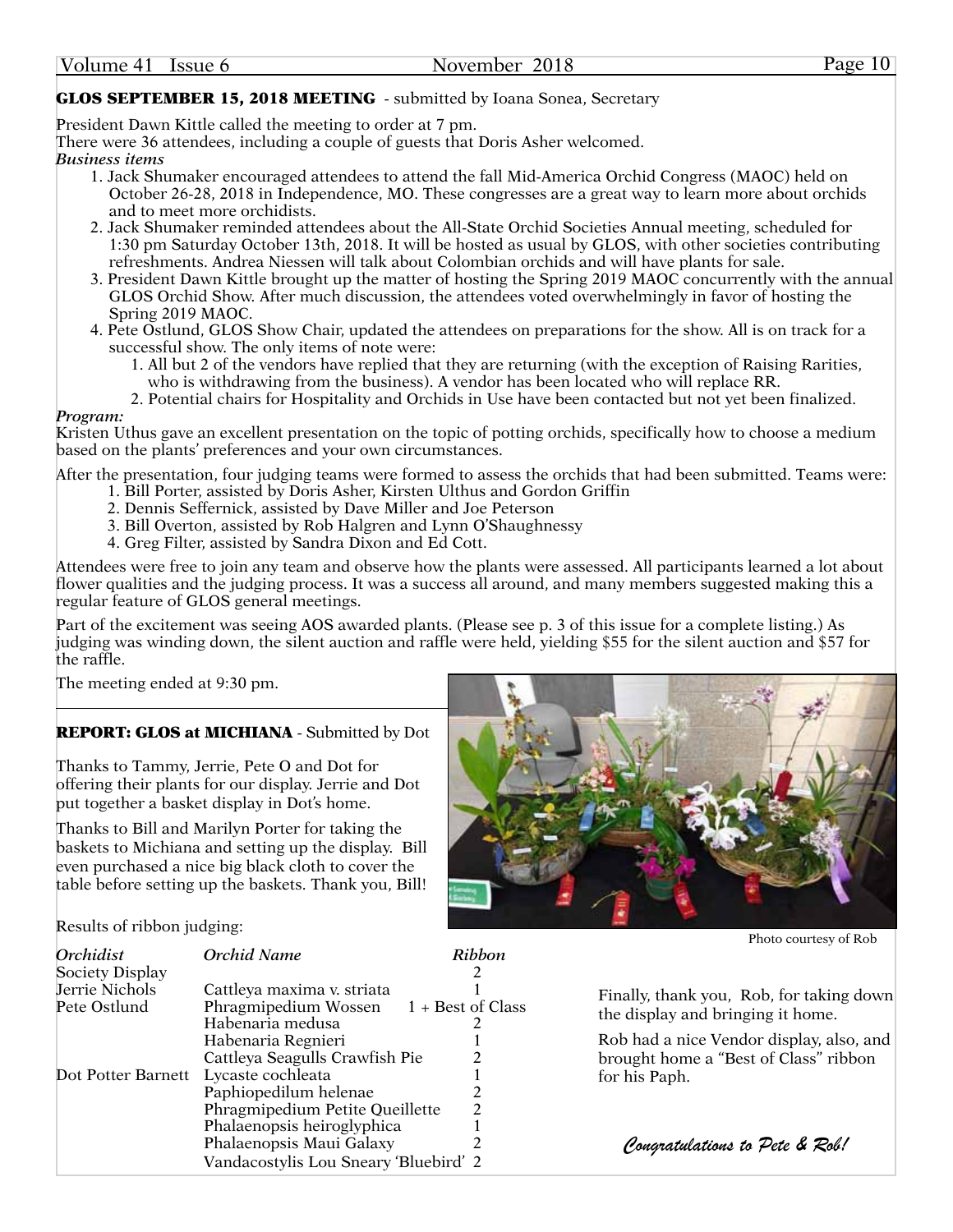## GLOS SEPTEMBER 15, 2018 MEETING - submitted by Ioana Sonea, Secretary

President Dawn Kittle called the meeting to order at 7 pm.
There were 36 attendees, including a couple of guests that Doris Asher welcomed.

*Business items*

1. Jack Shumaker encouraged attendees to attend the fall Mid-America Orchid Congress (MAOC) held on October 26-28, 2018 in Independence, MO. These congresses are a great way to learn more about orchids and to meet more orchidists.
2. Jack Shumaker reminded attendees about the All-State Orchid Societies Annual meeting, scheduled for 1:30 pm Saturday October 13th, 2018. It will be hosted as usual by GLOS, with other societies contributing refreshments. Andrea Niessen will talk about Colombian orchids and will have plants for sale.
3. President Dawn Kittle brought up the matter of hosting the Spring 2019 MAOC concurrently with the annual GLOS Orchid Show. After much discussion, the attendees voted overwhelmingly in favor of hosting the Spring 2019 MAOC.
4. Pete Ostlund, GLOS Show Chair, updated the attendees on preparations for the show. All is on track for a successful show. The only items of note were:
   1. All but 2 of the vendors have replied that they are returning (with the exception of Raising Rarities, who is withdrawing from the business). A vendor has been located who will replace RR.
   2. Potential chairs for Hospitality and Orchids in Use have been contacted but not yet been finalized.

*Program:*

Kristen Uthus gave an excellent presentation on the topic of potting orchids, specifically how to choose a medium based on the plants' preferences and your own circumstances.

After the presentation, four judging teams were formed to assess the orchids that had been submitted. Teams were:

1. Bill Porter, assisted by Doris Asher, Kirsten Ulthus and Gordon Griffin
2. Dennis Seffernick, assisted by Dave Miller and Joe Peterson
3. Bill Overton, assisted by Rob Halgren and Lynn O'Shaughnessy
4. Greg Filter, assisted by Sandra Dixon and Ed Cott.

Attendees were free to join any team and observe how the plants were assessed. All participants learned a lot about flower qualities and the judging process. It was a success all around, and many members suggested making this a regular feature of GLOS general meetings.

Part of the excitement was seeing AOS awarded plants. (Please see p. 3 of this issue for a complete listing.) As judging was winding down, the silent auction and raffle were held, yielding $55 for the silent auction and $57 for the raffle.

The meeting ended at 9:30 pm.

## REPORT: GLOS at MICHIANA - Submitted by Dot

Thanks to Tammy, Jerrie, Pete O and Dot for offering their plants for our display. Jerrie and Dot put together a basket display in Dot's home.

Thanks to Bill and Marilyn Porter for taking the baskets to Michiana and setting up the display. Bill even purchased a nice big black cloth to cover the table before setting up the baskets. Thank you, Bill!

Photo courtesy of Rob

Results of ribbon judging:

| *Orchidist* | *Orchid Name* | *Ribbon* |
|---|---|---|
| Society Display | | 2 |
| Jerrie Nichols | Cattleya maxima v. striata | 1 |
| Pete Ostlund | Phragmipedium Wossen | 1 + Best of Class |
| | Habenaria medusa | 2 |
| | Habenaria Regnieri | 1 |
| | Cattleya Seagulls Crawfish Pie | 2 |
| Dot Potter Barnett | Lycaste cochleata | 1 |
| | Paphiopedilum helenae | 2 |
| | Phragmipedium Petite Queillette | 2 |
| | Phalaenopsis heiroglyphica | 1 |
| | Phalaenopsis Maui Galaxy | 2 |
| | Vandacostylis Lou Sneary 'Bluebird' | 2 |

Finally, thank you, Rob, for taking down the display and bringing it home.

Rob had a nice Vendor display, also, and brought home a "Best of Class" ribbon for his Paph.

*Congratulations to Pete & Rob!*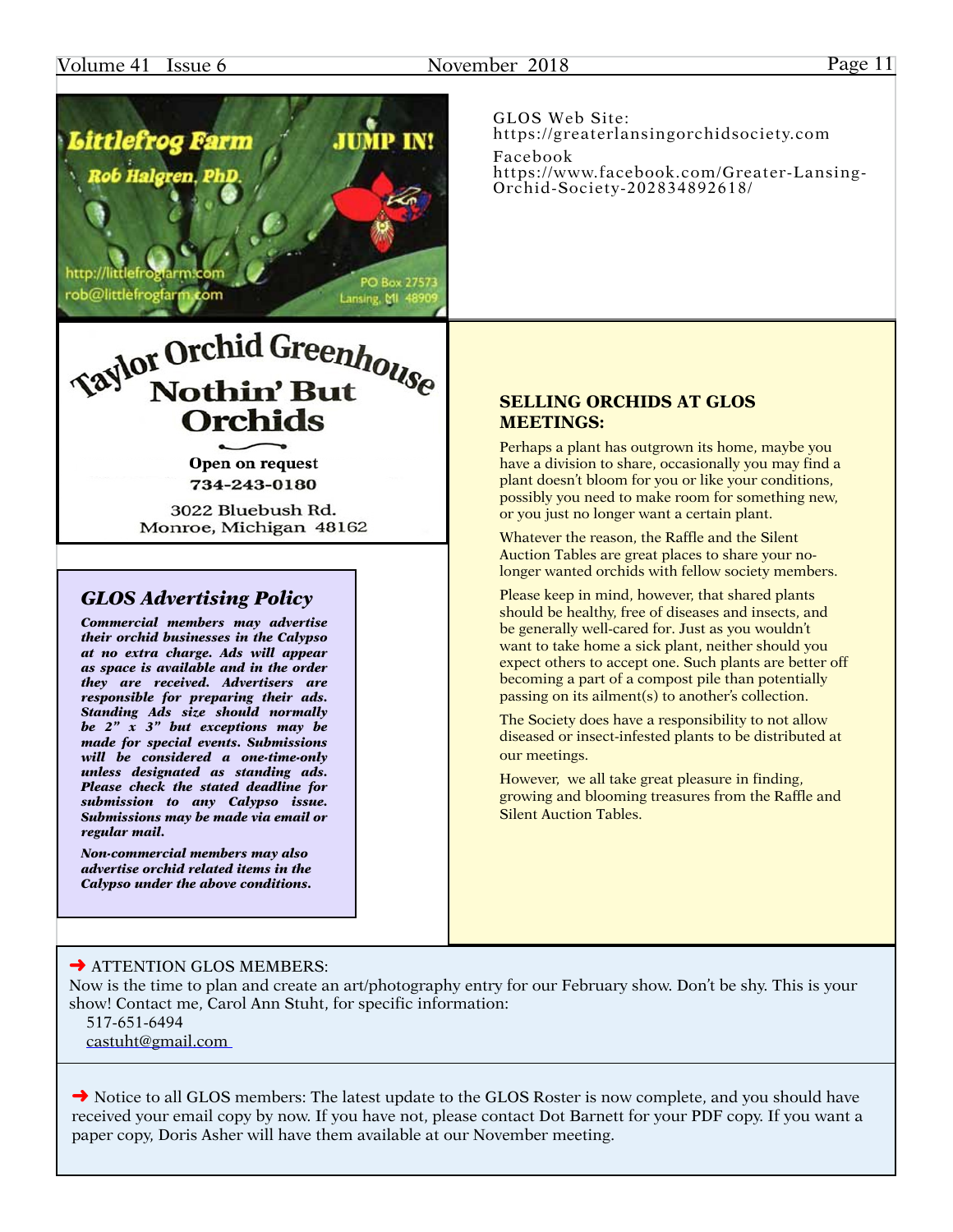Littlefrog Farm

Rob Halgren, PhD.

JUMP IN!

http://littlefrogfarm.com
rob@littlefrogfarm.com

PO Box 27573
Lansing, MI 48909

GLOS Web Site:
https://greaterlansingorchidsociety.com

Facebook
https://www.facebook.com/Greater-Lansing-Orchid-Society-202834892618/

**Taylor Orchid Greenhouse**

**Nothin' But Orchids**

**Open on request**
**734-243-0180**

3022 Bluebush Rd.
Monroe, Michigan 48162

## *GLOS Advertising Policy*

***Commercial members may advertise their orchid businesses in the Calypso at no extra charge. Ads will appear as space is available and in the order they are received. Advertisers are responsible for preparing their ads. Standing Ads size should normally be 2" x 3" but exceptions may be made for special events. Submissions will be considered a one-time-only unless designated as standing ads. Please check the stated deadline for submission to any Calypso issue. Submissions may be made via email or regular mail.***

***Non-commercial members may also advertise orchid related items in the Calypso under the above conditions.***

## SELLING ORCHIDS AT GLOS MEETINGS:

Perhaps a plant has outgrown its home, maybe you have a division to share, occasionally you may find a plant doesn't bloom for you or like your conditions, possibly you need to make room for something new, or you just no longer want a certain plant.

Whatever the reason, the Raffle and the Silent Auction Tables are great places to share your no-longer wanted orchids with fellow society members.

Please keep in mind, however, that shared plants should be healthy, free of diseases and insects, and be generally well-cared for. Just as you wouldn't want to take home a sick plant, neither should you expect others to accept one. Such plants are better off becoming a part of a compost pile than potentially passing on its ailment(s) to another's collection.

The Society does have a responsibility to not allow diseased or insect-infested plants to be distributed at our meetings.

However, we all take great pleasure in finding, growing and blooming treasures from the Raffle and Silent Auction Tables.

➜ ATTENTION GLOS MEMBERS:
Now is the time to plan and create an art/photography entry for our February show. Don't be shy. This is your show! Contact me, Carol Ann Stuht, for specific information:
517-651-6494
castuht@gmail.com

➜ Notice to all GLOS members: The latest update to the GLOS Roster is now complete, and you should have received your email copy by now. If you have not, please contact Dot Barnett for your PDF copy. If you want a paper copy, Doris Asher will have them available at our November meeting.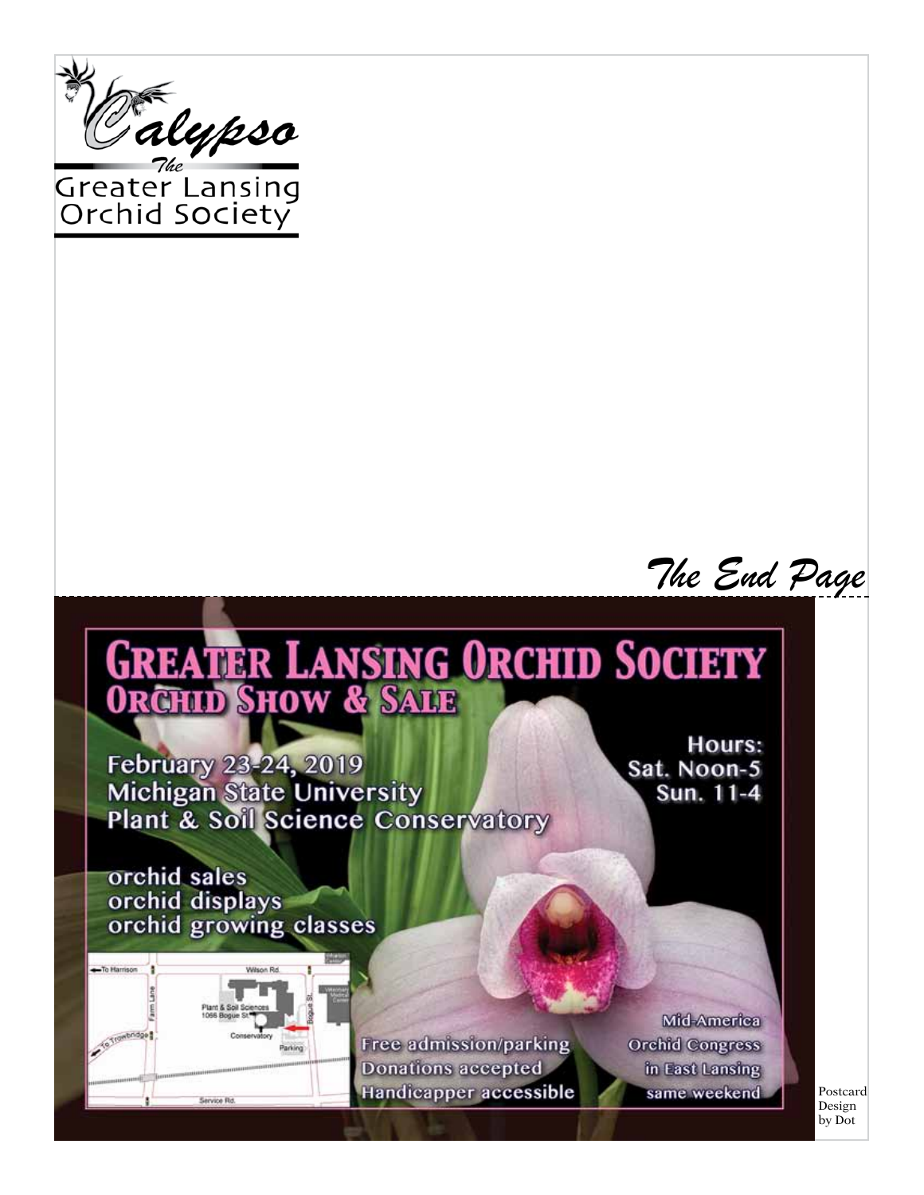Calypso

The Greater Lansing Orchid Society

*The End Page*

# GREATER LANSING ORCHID SOCIETY

## ORCHID SHOW & SALE

February 23-24, 2019
Michigan State University
Plant & Soil Science Conservatory

Hours:
Sat. Noon-5
Sun. 11-4

orchid sales
orchid displays
orchid growing classes

To Harrison
Wilson Rd.
Farm Lane
Plant & Soil Sciences
1066 Bogue St.
Bogue St.
Conservatory
Parking
To Trowbridge
Service Rd.

Free admission/parking
Donations accepted
Handicapper accessible

Mid-America
Orchid Congress
in East Lansing
same weekend

Postcard Design by Dot